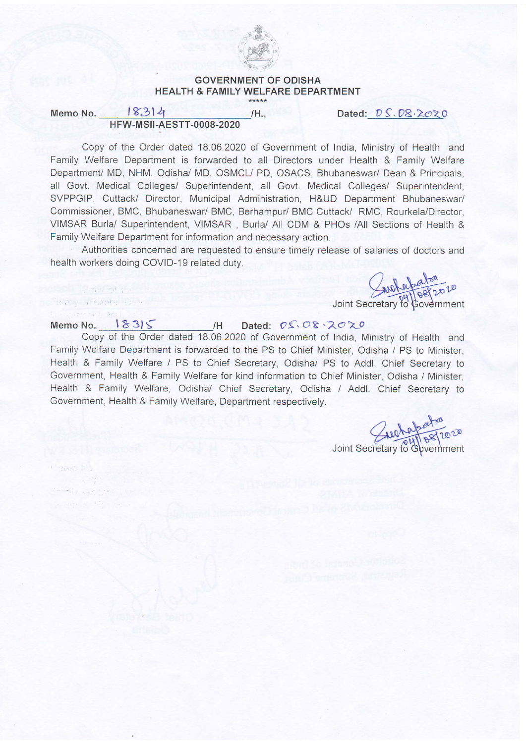## GOVERNMENT OF ODISHA
## HEALTH & FAMILY WELFARE DEPARTMENT

\*\*\*\*\*

**Memo No.** 18314 /H., **Dated:** 05.08.2020
**HFW-MSII-AESTT-0008-2020**

Copy of the Order dated 18.06.2020 of Government of India, Ministry of Health and Family Welfare Department is forwarded to all Directors under Health & Family Welfare Department/ MD, NHM, Odisha/ MD, OSMCL/ PD, OSACS, Bhubaneswar/ Dean & Principals, all Govt. Medical Colleges/ Superintendent, all Govt. Medical Colleges/ Superintendent, SVPPGIP, Cuttack/ Director, Municipal Administration, H&UD Department Bhubaneswar/ Commissioner, BMC, Bhubaneswar/ BMC, Berhampur/ BMC Cuttack/ RMC, Rourkela/Director, VIMSAR Burla/ Superintendent, VIMSAR , Burla/ All CDM & PHOs /All Sections of Health & Family Welfare Department for information and necessary action.

Authorities concerned are requested to ensure timely release of salaries of doctors and health workers doing COVID-19 related duty.

Sd/- 04/08/2020
Joint Secretary to Government

**Memo No.** 18315 /H **Dated:** 05.08.2020

Copy of the Order dated 18.06.2020 of Government of India, Ministry of Health and Family Welfare Department is forwarded to the PS to Chief Minister, Odisha / PS to Minister, Health & Family Welfare / PS to Chief Secretary, Odisha/ PS to Addl. Chief Secretary to Government, Health & Family Welfare for kind information to Chief Minister, Odisha / Minister, Health & Family Welfare, Odisha/ Chief Secretary, Odisha / Addl. Chief Secretary to Government, Health & Family Welfare, Department respectively.

Sd/- 04/08/2020
Joint Secretary to Government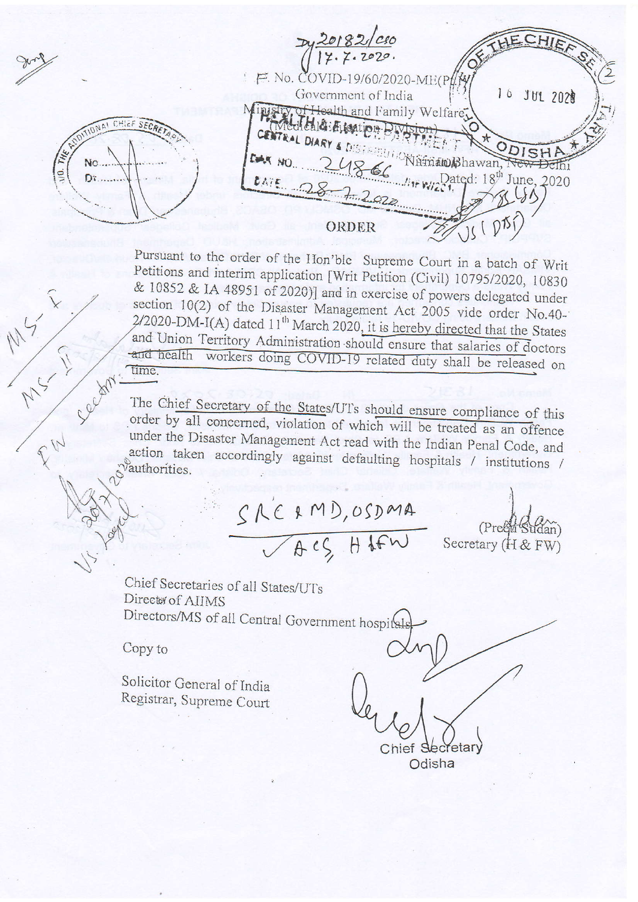F. No. COVID-19/60/2020-ME(P-I)
Government of India
Ministry of Health and Family Welfare
(Medical Education Division)

Nirman Bhawan, New Delhi
Dated: 18th June, 2020

## ORDER

Pursuant to the order of the Hon'ble Supreme Court in a batch of Writ Petitions and interim application [Writ Petition (Civil) 10795/2020, 10830 & 10852 & IA 48951 of 2020)] and in exercise of powers delegated under section 10(2) of the Disaster Management Act 2005 vide order No.40-2/2020-DM-I(A) dated 11th March 2020, it is hereby directed that the States and Union Territory Administration should ensure that salaries of doctors and health workers doing COVID-19 related duty shall be released on time.

The Chief Secretary of the States/UTs should ensure compliance of this order by all concerned, violation of which will be treated as an offence under the Disaster Management Act read with the Indian Penal Code, and action taken accordingly against defaulting hospitals / institutions / authorities.

(Preeti Sudan)
Secretary (H & FW)

Chief Secretaries of all States/UTs
Director of AIIMS
Directors/MS of all Central Government hospitals

Copy to

Solicitor General of India
Registrar, Supreme Court

SRC & MD, OSDMA
ACS, H&FW

Chief Secretary
Odisha